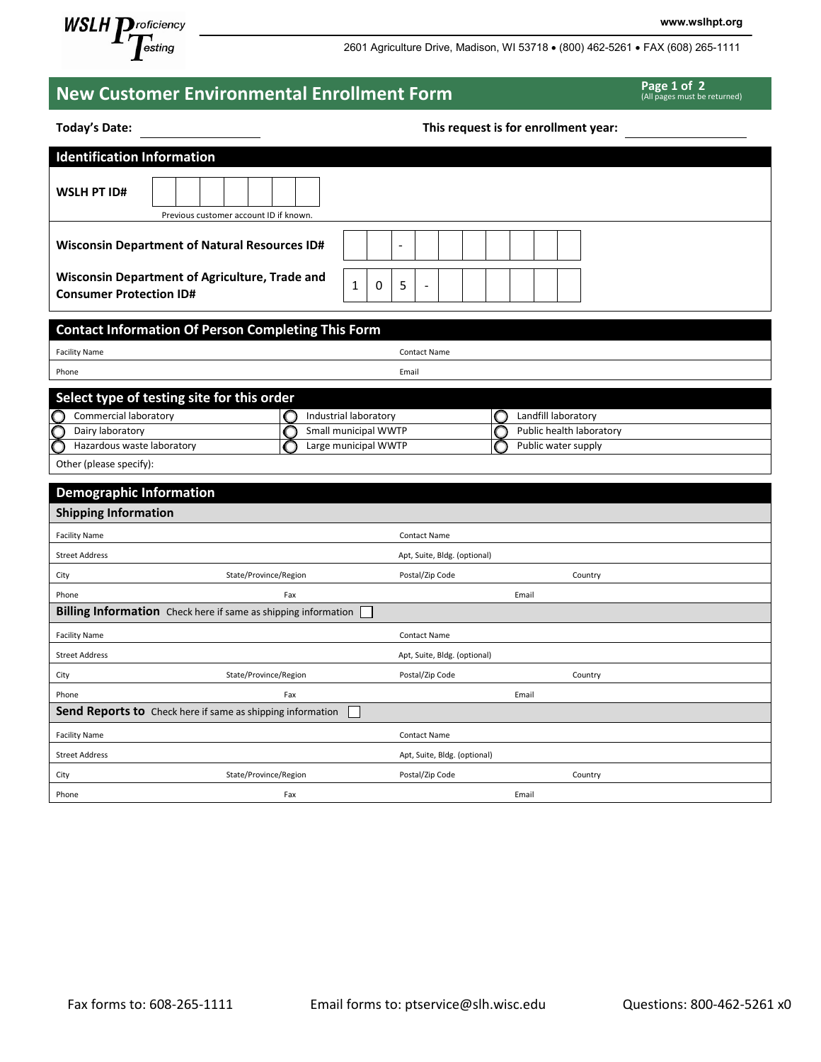WSLH Proficiency Testing

www.wslhpt.org

2601 Agriculture Drive, Madison, WI 53718 • (800) 462-5261 • FAX (608) 265-1111

# New Customer Environmental Enrollment Form

Page 1 of 2
(All pages must be returned)

**Today's Date:** ____________ **This request is for enrollment year:** ____________

## Identification Information

**WSLH PT ID#** | | | | | | | |

Previous customer account ID if known.

**Wisconsin Department of Natural Resources ID#** | | - | | | | | | | |

**Wisconsin Department of Agriculture, Trade and Consumer Protection ID#** | 1 | 0 | 5 | - | | | | | | |

## Contact Information Of Person Completing This Form

| Facility Name | Contact Name |
|---|---|
| Phone | Email |

## Select type of testing site for this order

| | | |
|---|---|---|
| ○ Commercial laboratory | ○ Industrial laboratory | ○ Landfill laboratory |
| ○ Dairy laboratory | ○ Small municipal WWTP | ○ Public health laboratory |
| ○ Hazardous waste laboratory | ○ Large municipal WWTP | ○ Public water supply |

Other (please specify):

## Demographic Information

### Shipping Information

| | | | |
|---|---|---|---|
| Facility Name | | Contact Name | |
| Street Address | | Apt, Suite, Bldg. (optional) | |
| City | State/Province/Region | Postal/Zip Code | Country |
| Phone | Fax | Email | |

### Billing Information

Check here if same as shipping information ☐

| | | | |
|---|---|---|---|
| Facility Name | | Contact Name | |
| Street Address | | Apt, Suite, Bldg. (optional) | |
| City | State/Province/Region | Postal/Zip Code | Country |
| Phone | Fax | Email | |

### Send Reports to

Check here if same as shipping information ☐

| | | | |
|---|---|---|---|
| Facility Name | | Contact Name | |
| Street Address | | Apt, Suite, Bldg. (optional) | |
| City | State/Province/Region | Postal/Zip Code | Country |
| Phone | Fax | Email | |

Fax forms to: 608-265-1111 Email forms to: ptservice@slh.wisc.edu Questions: 800-462-5261 x0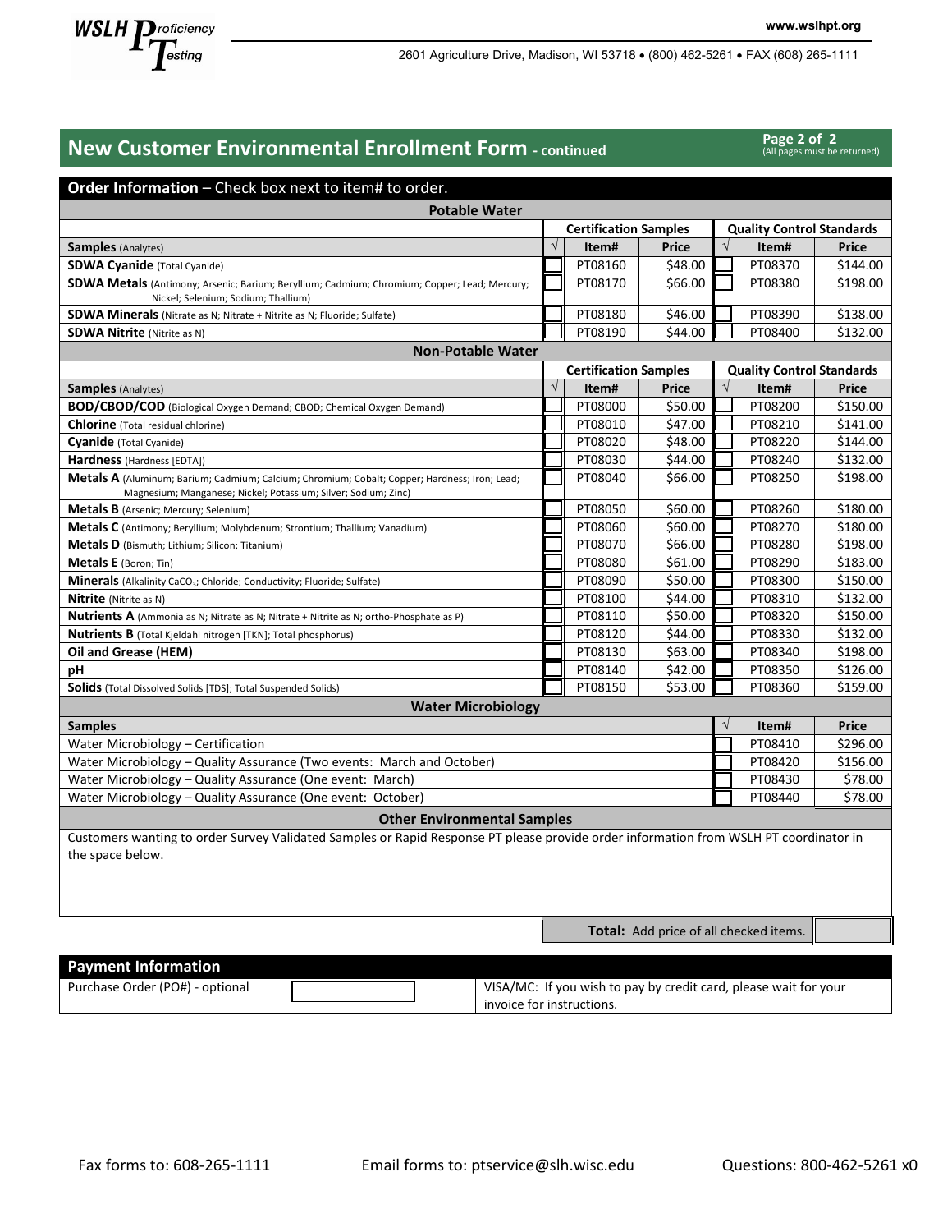WSLH Proficiency Testing

www.wslhpt.org

2601 Agriculture Drive, Madison, WI 53718 • (800) 462-5261 • FAX (608) 265-1111

# New Customer Environmental Enrollment Form - continued

Page 2 of 2
(All pages must be returned)

## Order Information – Check box next to item# to order.

### Potable Water

| | Certification Samples | | | Quality Control Standards | | |
|---|---|---|---|---|---|---|
| **Samples** (Analytes) | √ | Item# | Price | √ | Item# | Price |
| **SDWA Cyanide** (Total Cyanide) | | PT08160 | $48.00 | | PT08370 | $144.00 |
| **SDWA Metals** (Antimony; Arsenic; Barium; Beryllium; Cadmium; Chromium; Copper; Lead; Mercury; Nickel; Selenium; Sodium; Thallium) | | PT08170 | $66.00 | | PT08380 | $198.00 |
| **SDWA Minerals** (Nitrate as N; Nitrate + Nitrite as N; Fluoride; Sulfate) | | PT08180 | $46.00 | | PT08390 | $138.00 |
| **SDWA Nitrite** (Nitrite as N) | | PT08190 | $44.00 | | PT08400 | $132.00 |

### Non-Potable Water

| | Certification Samples | | | Quality Control Standards | | |
|---|---|---|---|---|---|---|
| **Samples** (Analytes) | √ | Item# | Price | √ | Item# | Price |
| **BOD/CBOD/COD** (Biological Oxygen Demand; CBOD; Chemical Oxygen Demand) | | PT08000 | $50.00 | | PT08200 | $150.00 |
| **Chlorine** (Total residual chlorine) | | PT08010 | $47.00 | | PT08210 | $141.00 |
| **Cyanide** (Total Cyanide) | | PT08020 | $48.00 | | PT08220 | $144.00 |
| **Hardness** (Hardness [EDTA]) | | PT08030 | $44.00 | | PT08240 | $132.00 |
| **Metals A** (Aluminum; Barium; Cadmium; Calcium; Chromium; Cobalt; Copper; Hardness; Iron; Lead; Magnesium; Manganese; Nickel; Potassium; Silver; Sodium; Zinc) | | PT08040 | $66.00 | | PT08250 | $198.00 |
| **Metals B** (Arsenic; Mercury; Selenium) | | PT08050 | $60.00 | | PT08260 | $180.00 |
| **Metals C** (Antimony; Beryllium; Molybdenum; Strontium; Thallium; Vanadium) | | PT08060 | $60.00 | | PT08270 | $180.00 |
| **Metals D** (Bismuth; Lithium; Silicon; Titanium) | | PT08070 | $66.00 | | PT08280 | $198.00 |
| **Metals E** (Boron; Tin) | | PT08080 | $61.00 | | PT08290 | $183.00 |
| **Minerals** (Alkalinity $CaCO_3$; Chloride; Conductivity; Fluoride; Sulfate) | | PT08090 | $50.00 | | PT08300 | $150.00 |
| **Nitrite** (Nitrite as N) | | PT08100 | $44.00 | | PT08310 | $132.00 |
| **Nutrients A** (Ammonia as N; Nitrate as N; Nitrate + Nitrite as N; ortho-Phosphate as P) | | PT08110 | $50.00 | | PT08320 | $150.00 |
| **Nutrients B** (Total Kjeldahl nitrogen [TKN]; Total phosphorus) | | PT08120 | $44.00 | | PT08330 | $132.00 |
| **Oil and Grease (HEM)** | | PT08130 | $63.00 | | PT08340 | $198.00 |
| **pH** | | PT08140 | $42.00 | | PT08350 | $126.00 |
| **Solids** (Total Dissolved Solids [TDS]; Total Suspended Solids) | | PT08150 | $53.00 | | PT08360 | $159.00 |

### Water Microbiology

| **Samples** | √ | Item# | Price |
|---|---|---|---|
| Water Microbiology – Certification | | PT08410 | $296.00 |
| Water Microbiology – Quality Assurance (Two events: March and October) | | PT08420 | $156.00 |
| Water Microbiology – Quality Assurance (One event: March) | | PT08430 | $78.00 |
| Water Microbiology – Quality Assurance (One event: October) | | PT08440 | $78.00 |

### Other Environmental Samples

Customers wanting to order Survey Validated Samples or Rapid Response PT please provide order information from WSLH PT coordinator in the space below.

**Total:** Add price of all checked items.

## Payment Information

| | | |
|---|---|---|
| Purchase Order (PO#) - optional | | VISA/MC: If you wish to pay by credit card, please wait for your invoice for instructions. |

Fax forms to: 608-265-1111 Email forms to: ptservice@slh.wisc.edu Questions: 800-462-5261 x0